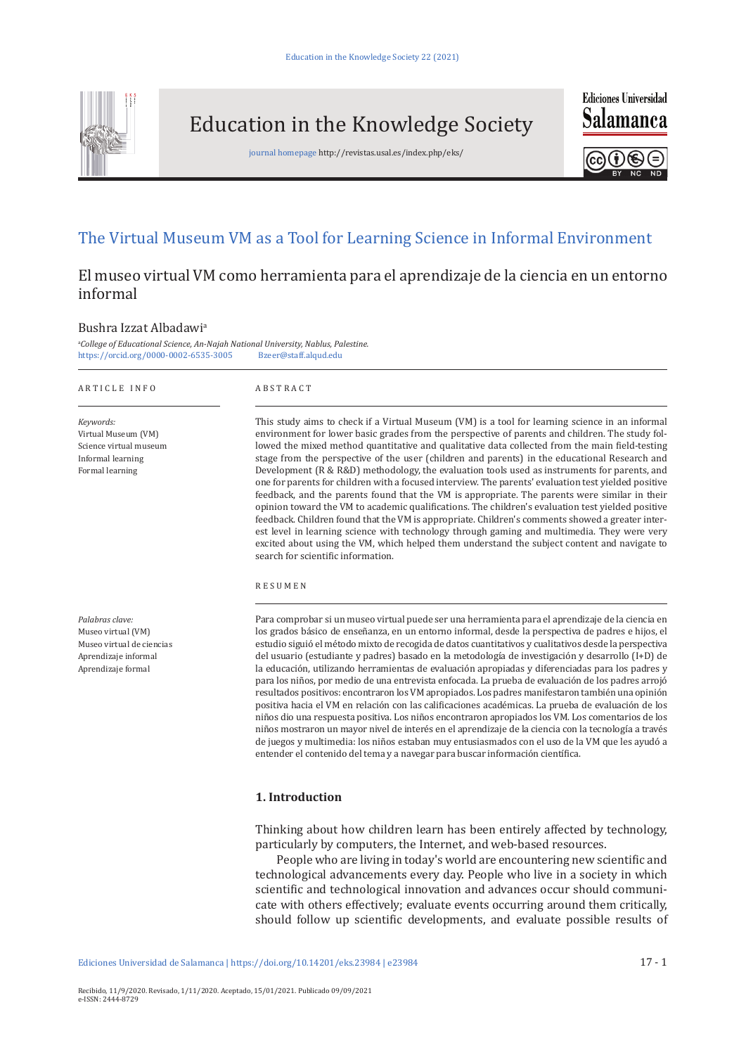# The Virtual Museum VM as a Tool for Learning Science in Informal Environment

## El museo virtual VM como herramienta para el aprendizaje de la ciencia en un entorno informal

Bushra Izzat Albadawi[a]

[a]*College of Educational Science, An-Najah National University, Nablus, Palestine.*
https://orcid.org/0000-0002-6535-3005 Bzeer@staff.alqud.edu

ARTICLE INFO

*Keywords:*
Virtual Museum (VM)
Science virtual museum
Informal learning
Formal learning

ABSTRACT

This study aims to check if a Virtual Museum (VM) is a tool for learning science in an informal environment for lower basic grades from the perspective of parents and children. The study followed the mixed method quantitative and qualitative data collected from the main field-testing stage from the perspective of the user (children and parents) in the educational Research and Development (R & R&D) methodology, the evaluation tools used as instruments for parents, and one for parents for children with a focused interview. The parents' evaluation test yielded positive feedback, and the parents found that the VM is appropriate. The parents were similar in their opinion toward the VM to academic qualifications. The children's evaluation test yielded positive feedback. Children found that the VM is appropriate. Children's comments showed a greater interest level in learning science with technology through gaming and multimedia. They were very excited about using the VM, which helped them understand the subject content and navigate to search for scientific information.

*Palabras clave:*
Museo virtual (VM)
Museo virtual de ciencias
Aprendizaje informal
Aprendizaje formal

RESUMEN

Para comprobar si un museo virtual puede ser una herramienta para el aprendizaje de la ciencia en los grados básico de enseñanza, en un entorno informal, desde la perspectiva de padres e hijos, el estudio siguió el método mixto de recogida de datos cuantitativos y cualitativos desde la perspectiva del usuario (estudiante y padres) basado en la metodología de investigación y desarrollo (I+D) de la educación, utilizando herramientas de evaluación apropiadas y diferenciadas para los padres y para los niños, por medio de una entrevista enfocada. La prueba de evaluación de los padres arrojó resultados positivos: encontraron los VM apropiados. Los padres manifestaron también una opinión positiva hacia el VM en relación con las calificaciones académicas. La prueba de evaluación de los niños dio una respuesta positiva. Los niños encontraron apropiados los VM. Los comentarios de los niños mostraron un mayor nivel de interés en el aprendizaje de la ciencia con la tecnología a través de juegos y multimedia: los niños estaban muy entusiasmados con el uso de la VM que les ayudó a entender el contenido del tema y a navegar para buscar información científica.

### 1. Introduction

Thinking about how children learn has been entirely affected by technology, particularly by computers, the Internet, and web-based resources.

People who are living in today's world are encountering new scientific and technological advancements every day. People who live in a society in which scientific and technological innovation and advances occur should communicate with others effectively; evaluate events occurring around them critically, should follow up scientific developments, and evaluate possible results of

Recibido, 11/9/2020. Revisado, 1/11/2020. Aceptado, 15/01/2021. Publicado 09/09/2021
e-ISSN: 2444-8729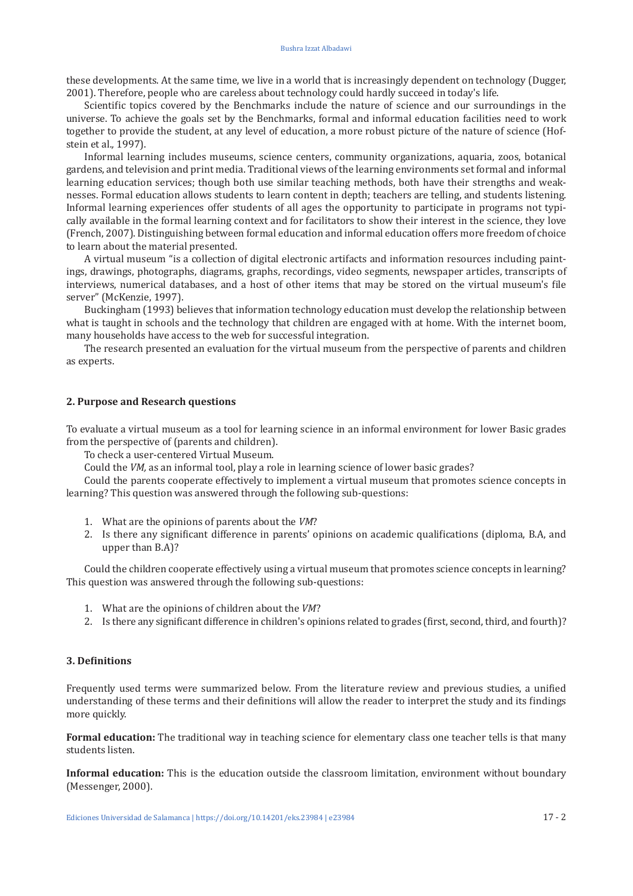these developments. At the same time, we live in a world that is increasingly dependent on technology (Dugger, 2001). Therefore, people who are careless about technology could hardly succeed in today's life.

Scientific topics covered by the Benchmarks include the nature of science and our surroundings in the universe. To achieve the goals set by the Benchmarks, formal and informal education facilities need to work together to provide the student, at any level of education, a more robust picture of the nature of science (Hofstein et al., 1997).

Informal learning includes museums, science centers, community organizations, aquaria, zoos, botanical gardens, and television and print media. Traditional views of the learning environments set formal and informal learning education services; though both use similar teaching methods, both have their strengths and weaknesses. Formal education allows students to learn content in depth; teachers are telling, and students listening. Informal learning experiences offer students of all ages the opportunity to participate in programs not typically available in the formal learning context and for facilitators to show their interest in the science, they love (French, 2007). Distinguishing between formal education and informal education offers more freedom of choice to learn about the material presented.

A virtual museum "is a collection of digital electronic artifacts and information resources including paintings, drawings, photographs, diagrams, graphs, recordings, video segments, newspaper articles, transcripts of interviews, numerical databases, and a host of other items that may be stored on the virtual museum's file server" (McKenzie, 1997).

Buckingham (1993) believes that information technology education must develop the relationship between what is taught in schools and the technology that children are engaged with at home. With the internet boom, many households have access to the web for successful integration.

The research presented an evaluation for the virtual museum from the perspective of parents and children as experts.

## 2. Purpose and Research questions

To evaluate a virtual museum as a tool for learning science in an informal environment for lower Basic grades from the perspective of (parents and children).

To check a user-centered Virtual Museum.

Could the *VM,* as an informal tool, play a role in learning science of lower basic grades?

Could the parents cooperate effectively to implement a virtual museum that promotes science concepts in learning? This question was answered through the following sub-questions:

1. What are the opinions of parents about the *VM*?
2. Is there any significant difference in parents' opinions on academic qualifications (diploma, B.A, and upper than B.A)?

Could the children cooperate effectively using a virtual museum that promotes science concepts in learning? This question was answered through the following sub-questions:

1. What are the opinions of children about the *VM*?
2. Is there any significant difference in children's opinions related to grades (first, second, third, and fourth)?

## 3. Definitions

Frequently used terms were summarized below. From the literature review and previous studies, a unified understanding of these terms and their definitions will allow the reader to interpret the study and its findings more quickly.

**Formal education:** The traditional way in teaching science for elementary class one teacher tells is that many students listen.

**Informal education:** This is the education outside the classroom limitation, environment without boundary (Messenger, 2000).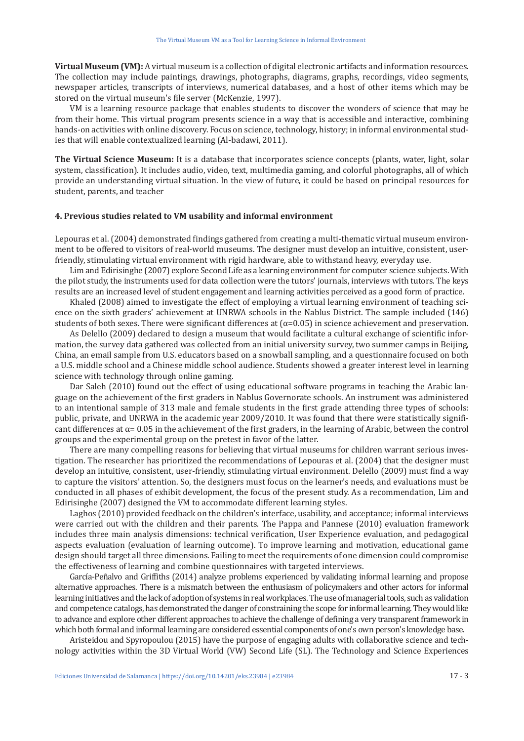**Virtual Museum (VM):** A virtual museum is a collection of digital electronic artifacts and information resources. The collection may include paintings, drawings, photographs, diagrams, graphs, recordings, video segments, newspaper articles, transcripts of interviews, numerical databases, and a host of other items which may be stored on the virtual museum's file server (McKenzie, 1997).

VM is a learning resource package that enables students to discover the wonders of science that may be from their home. This virtual program presents science in a way that is accessible and interactive, combining hands-on activities with online discovery. Focus on science, technology, history; in informal environmental studies that will enable contextualized learning (Al-badawi, 2011).

**The Virtual Science Museum:** It is a database that incorporates science concepts (plants, water, light, solar system, classification). It includes audio, video, text, multimedia gaming, and colorful photographs, all of which provide an understanding virtual situation. In the view of future, it could be based on principal resources for student, parents, and teacher

#### 4. Previous studies related to VM usability and informal environment

Lepouras et al. (2004) demonstrated findings gathered from creating a multi-thematic virtual museum environment to be offered to visitors of real-world museums. The designer must develop an intuitive, consistent, user-friendly, stimulating virtual environment with rigid hardware, able to withstand heavy, everyday use.

Lim and Edirisinghe (2007) explore Second Life as a learning environment for computer science subjects. With the pilot study, the instruments used for data collection were the tutors' journals, interviews with tutors. The keys results are an increased level of student engagement and learning activities perceived as a good form of practice.

Khaled (2008) aimed to investigate the effect of employing a virtual learning environment of teaching science on the sixth graders' achievement at UNRWA schools in the Nablus District. The sample included (146) students of both sexes. There were significant differences at ($\alpha$=0.05) in science achievement and preservation.

As Delello (2009) declared to design a museum that would facilitate a cultural exchange of scientific information, the survey data gathered was collected from an initial university survey, two summer camps in Beijing, China, an email sample from U.S. educators based on a snowball sampling, and a questionnaire focused on both a U.S. middle school and a Chinese middle school audience. Students showed a greater interest level in learning science with technology through online gaming.

Dar Saleh (2010) found out the effect of using educational software programs in teaching the Arabic language on the achievement of the first graders in Nablus Governorate schools. An instrument was administered to an intentional sample of 313 male and female students in the first grade attending three types of schools: public, private, and UNRWA in the academic year 2009/2010. It was found that there were statistically significant differences at $\alpha$= 0.05 in the achievement of the first graders, in the learning of Arabic, between the control groups and the experimental group on the pretest in favor of the latter.

There are many compelling reasons for believing that virtual museums for children warrant serious investigation. The researcher has prioritized the recommendations of Lepouras et al. (2004) that the designer must develop an intuitive, consistent, user-friendly, stimulating virtual environment. Delello (2009) must find a way to capture the visitors' attention. So, the designers must focus on the learner's needs, and evaluations must be conducted in all phases of exhibit development, the focus of the present study. As a recommendation, Lim and Edirisinghe (2007) designed the VM to accommodate different learning styles.

Laghos (2010) provided feedback on the children's interface, usability, and acceptance; informal interviews were carried out with the children and their parents. The Pappa and Pannese (2010) evaluation framework includes three main analysis dimensions: technical verification, User Experience evaluation, and pedagogical aspects evaluation (evaluation of learning outcome). To improve learning and motivation, educational game design should target all three dimensions. Failing to meet the requirements of one dimension could compromise the effectiveness of learning and combine questionnaires with targeted interviews.

García-Peñalvo and Griffiths (2014) analyze problems experienced by validating informal learning and propose alternative approaches. There is a mismatch between the enthusiasm of policymakers and other actors for informal learning initiatives and the lack of adoption of systems in real workplaces. The use of managerial tools, such as validation and competence catalogs, has demonstrated the danger of constraining the scope for informal learning. They would like to advance and explore other different approaches to achieve the challenge of defining a very transparent framework in which both formal and informal learning are considered essential components of one's own person's knowledge base.

Aristeidou and Spyropoulou (2015) have the purpose of engaging adults with collaborative science and technology activities within the 3D Virtual World (VW) Second Life (SL). The Technology and Science Experiences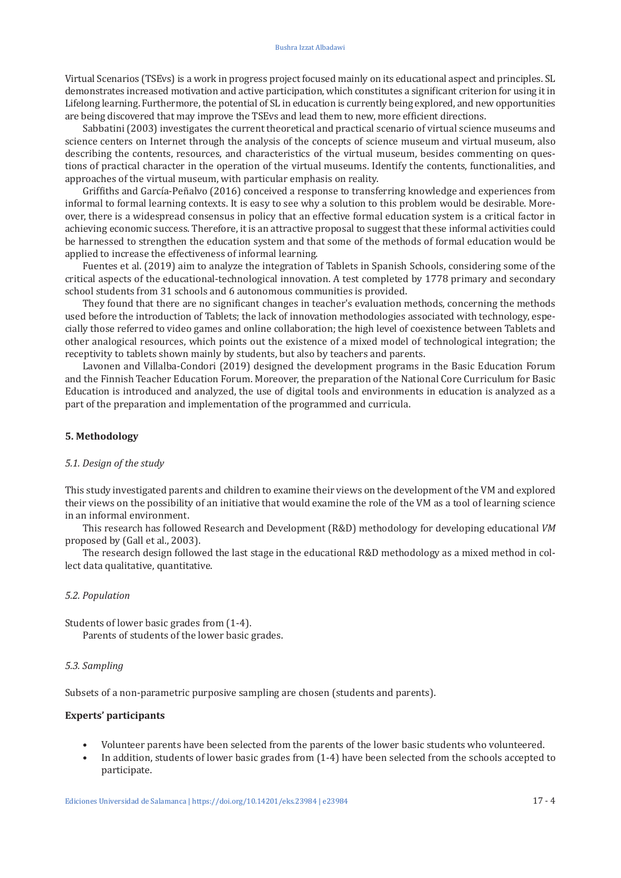Virtual Scenarios (TSEvs) is a work in progress project focused mainly on its educational aspect and principles. SL demonstrates increased motivation and active participation, which constitutes a significant criterion for using it in Lifelong learning. Furthermore, the potential of SL in education is currently being explored, and new opportunities are being discovered that may improve the TSEvs and lead them to new, more efficient directions.

Sabbatini (2003) investigates the current theoretical and practical scenario of virtual science museums and science centers on Internet through the analysis of the concepts of science museum and virtual museum, also describing the contents, resources, and characteristics of the virtual museum, besides commenting on questions of practical character in the operation of the virtual museums. Identify the contents, functionalities, and approaches of the virtual museum, with particular emphasis on reality.

Griffiths and García-Peñalvo (2016) conceived a response to transferring knowledge and experiences from informal to formal learning contexts. It is easy to see why a solution to this problem would be desirable. Moreover, there is a widespread consensus in policy that an effective formal education system is a critical factor in achieving economic success. Therefore, it is an attractive proposal to suggest that these informal activities could be harnessed to strengthen the education system and that some of the methods of formal education would be applied to increase the effectiveness of informal learning.

Fuentes et al. (2019) aim to analyze the integration of Tablets in Spanish Schools, considering some of the critical aspects of the educational-technological innovation. A test completed by 1778 primary and secondary school students from 31 schools and 6 autonomous communities is provided.

They found that there are no significant changes in teacher's evaluation methods, concerning the methods used before the introduction of Tablets; the lack of innovation methodologies associated with technology, especially those referred to video games and online collaboration; the high level of coexistence between Tablets and other analogical resources, which points out the existence of a mixed model of technological integration; the receptivity to tablets shown mainly by students, but also by teachers and parents.

Lavonen and Villalba-Condori (2019) designed the development programs in the Basic Education Forum and the Finnish Teacher Education Forum. Moreover, the preparation of the National Core Curriculum for Basic Education is introduced and analyzed, the use of digital tools and environments in education is analyzed as a part of the preparation and implementation of the programmed and curricula.

## 5. Methodology

### *5.1. Design of the study*

This study investigated parents and children to examine their views on the development of the VM and explored their views on the possibility of an initiative that would examine the role of the VM as a tool of learning science in an informal environment.

This research has followed Research and Development (R&D) methodology for developing educational *VM* proposed by (Gall et al., 2003).

The research design followed the last stage in the educational R&D methodology as a mixed method in collect data qualitative, quantitative.

### *5.2. Population*

Students of lower basic grades from (1-4).

Parents of students of the lower basic grades.

### *5.3. Sampling*

Subsets of a non-parametric purposive sampling are chosen (students and parents).

**Experts' participants**

- Volunteer parents have been selected from the parents of the lower basic students who volunteered.
- In addition, students of lower basic grades from (1-4) have been selected from the schools accepted to participate.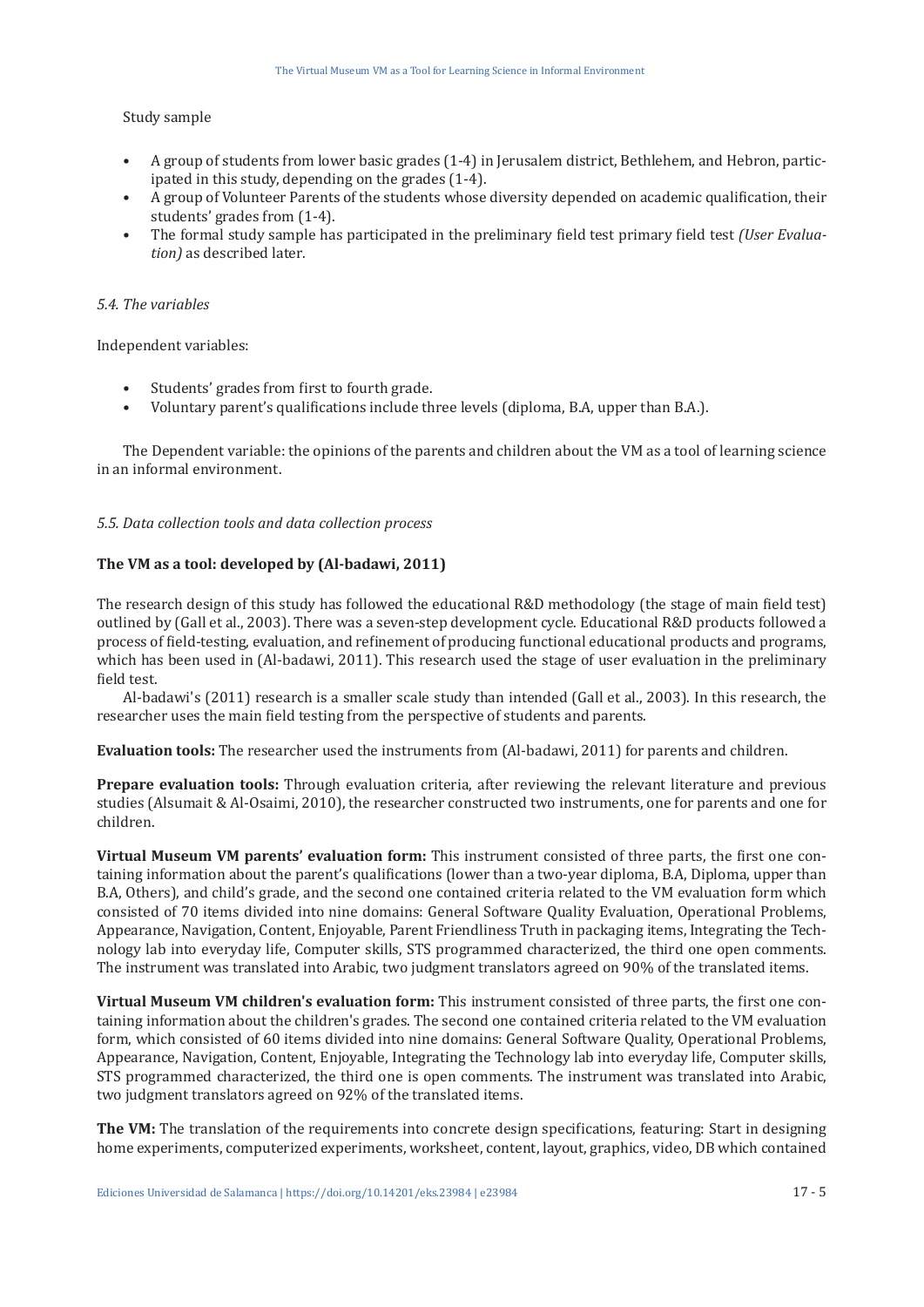Study sample

- A group of students from lower basic grades (1-4) in Jerusalem district, Bethlehem, and Hebron, participated in this study, depending on the grades (1-4).
- A group of Volunteer Parents of the students whose diversity depended on academic qualification, their students' grades from (1-4).
- The formal study sample has participated in the preliminary field test primary field test *(User Evaluation)* as described later.

### *5.4. The variables*

Independent variables:

- Students' grades from first to fourth grade.
- Voluntary parent's qualifications include three levels (diploma, B.A, upper than B.A.).

The Dependent variable: the opinions of the parents and children about the VM as a tool of learning science in an informal environment.

### *5.5. Data collection tools and data collection process*

**The VM as a tool: developed by (Al-badawi, 2011)**

The research design of this study has followed the educational R&D methodology (the stage of main field test) outlined by (Gall et al., 2003). There was a seven-step development cycle. Educational R&D products followed a process of field-testing, evaluation, and refinement of producing functional educational products and programs, which has been used in (Al-badawi, 2011). This research used the stage of user evaluation in the preliminary field test.

Al-badawi's (2011) research is a smaller scale study than intended (Gall et al., 2003). In this research, the researcher uses the main field testing from the perspective of students and parents.

**Evaluation tools:** The researcher used the instruments from (Al-badawi, 2011) for parents and children.

**Prepare evaluation tools:** Through evaluation criteria, after reviewing the relevant literature and previous studies (Alsumait & Al-Osaimi, 2010), the researcher constructed two instruments, one for parents and one for children.

**Virtual Museum VM parents' evaluation form:** This instrument consisted of three parts, the first one containing information about the parent's qualifications (lower than a two-year diploma, B.A, Diploma, upper than B.A, Others), and child's grade, and the second one contained criteria related to the VM evaluation form which consisted of 70 items divided into nine domains: General Software Quality Evaluation, Operational Problems, Appearance, Navigation, Content, Enjoyable, Parent Friendliness Truth in packaging items, Integrating the Technology lab into everyday life, Computer skills, STS programmed characterized, the third one open comments. The instrument was translated into Arabic, two judgment translators agreed on 90% of the translated items.

**Virtual Museum VM children's evaluation form:** This instrument consisted of three parts, the first one containing information about the children's grades. The second one contained criteria related to the VM evaluation form, which consisted of 60 items divided into nine domains: General Software Quality, Operational Problems, Appearance, Navigation, Content, Enjoyable, Integrating the Technology lab into everyday life, Computer skills, STS programmed characterized, the third one is open comments. The instrument was translated into Arabic, two judgment translators agreed on 92% of the translated items.

**The VM:** The translation of the requirements into concrete design specifications, featuring: Start in designing home experiments, computerized experiments, worksheet, content, layout, graphics, video, DB which contained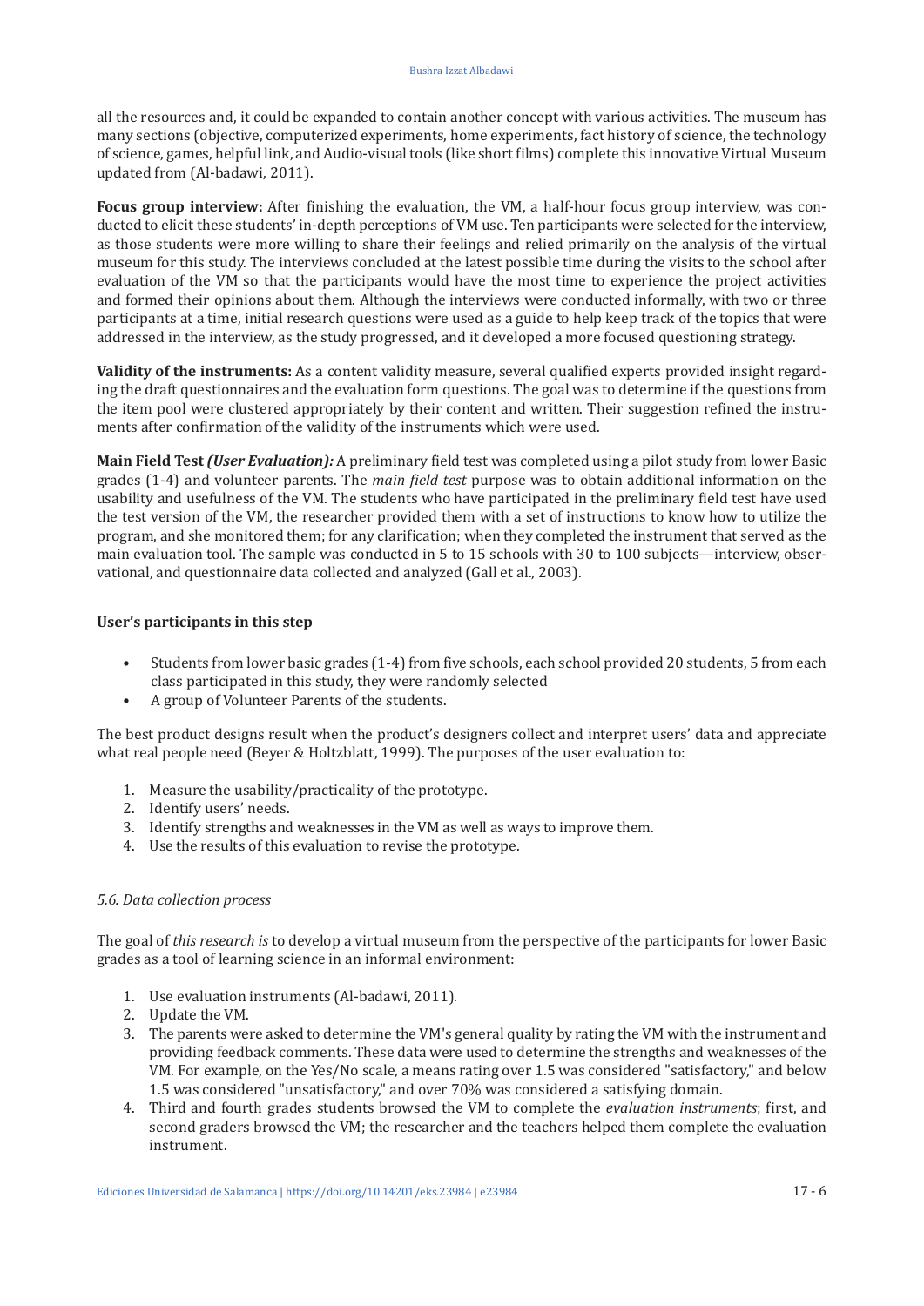all the resources and, it could be expanded to contain another concept with various activities. The museum has many sections (objective, computerized experiments, home experiments, fact history of science, the technology of science, games, helpful link, and Audio-visual tools (like short films) complete this innovative Virtual Museum updated from (Al-badawi, 2011).

**Focus group interview:** After finishing the evaluation, the VM, a half-hour focus group interview, was conducted to elicit these students' in-depth perceptions of VM use. Ten participants were selected for the interview, as those students were more willing to share their feelings and relied primarily on the analysis of the virtual museum for this study. The interviews concluded at the latest possible time during the visits to the school after evaluation of the VM so that the participants would have the most time to experience the project activities and formed their opinions about them. Although the interviews were conducted informally, with two or three participants at a time, initial research questions were used as a guide to help keep track of the topics that were addressed in the interview, as the study progressed, and it developed a more focused questioning strategy.

**Validity of the instruments:** As a content validity measure, several qualified experts provided insight regarding the draft questionnaires and the evaluation form questions. The goal was to determine if the questions from the item pool were clustered appropriately by their content and written. Their suggestion refined the instruments after confirmation of the validity of the instruments which were used.

**Main Field Test *(User Evaluation):*** A preliminary field test was completed using a pilot study from lower Basic grades (1-4) and volunteer parents. The *main field test* purpose was to obtain additional information on the usability and usefulness of the VM. The students who have participated in the preliminary field test have used the test version of the VM, the researcher provided them with a set of instructions to know how to utilize the program, and she monitored them; for any clarification; when they completed the instrument that served as the main evaluation tool. The sample was conducted in 5 to 15 schools with 30 to 100 subjects—interview, observational, and questionnaire data collected and analyzed (Gall et al., 2003).

**User's participants in this step**

- Students from lower basic grades (1-4) from five schools, each school provided 20 students, 5 from each class participated in this study, they were randomly selected
- A group of Volunteer Parents of the students.

The best product designs result when the product's designers collect and interpret users' data and appreciate what real people need (Beyer & Holtzblatt, 1999). The purposes of the user evaluation to:

1. Measure the usability/practicality of the prototype.
2. Identify users' needs.
3. Identify strengths and weaknesses in the VM as well as ways to improve them.
4. Use the results of this evaluation to revise the prototype.

### *5.6. Data collection process*

The goal of *this research is* to develop a virtual museum from the perspective of the participants for lower Basic grades as a tool of learning science in an informal environment:

1. Use evaluation instruments (Al-badawi, 2011).
2. Update the VM.
3. The parents were asked to determine the VM's general quality by rating the VM with the instrument and providing feedback comments. These data were used to determine the strengths and weaknesses of the VM. For example, on the Yes/No scale, a means rating over 1.5 was considered "satisfactory," and below 1.5 was considered "unsatisfactory," and over 70% was considered a satisfying domain.
4. Third and fourth grades students browsed the VM to complete the *evaluation instruments*; first, and second graders browsed the VM; the researcher and the teachers helped them complete the evaluation instrument.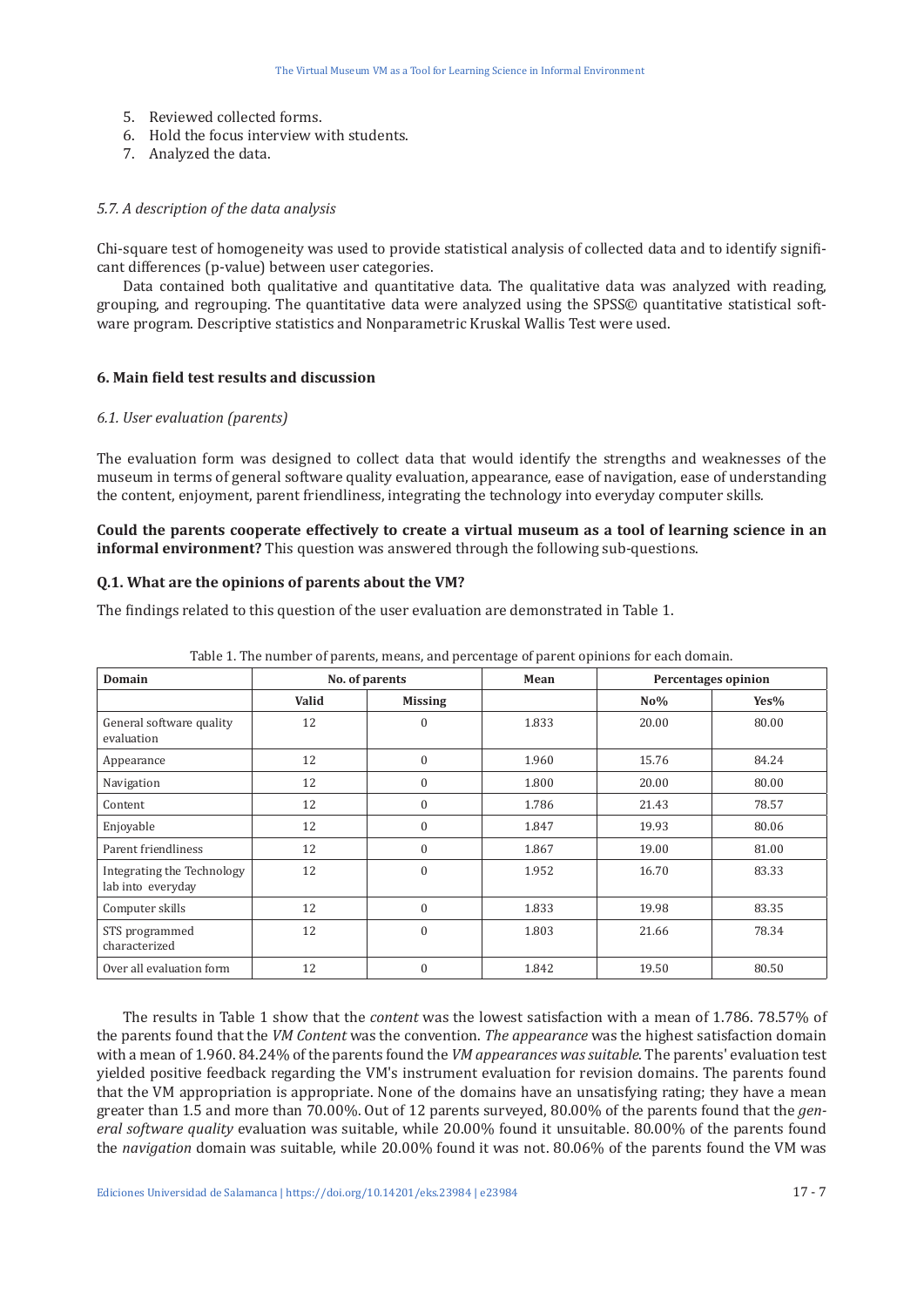5. Reviewed collected forms.
6. Hold the focus interview with students.
7. Analyzed the data.

### *5.7. A description of the data analysis*

Chi-square test of homogeneity was used to provide statistical analysis of collected data and to identify significant differences (p-value) between user categories.

Data contained both qualitative and quantitative data. The qualitative data was analyzed with reading, grouping, and regrouping. The quantitative data were analyzed using the SPSS© quantitative statistical software program. Descriptive statistics and Nonparametric Kruskal Wallis Test were used.

## 6. Main field test results and discussion

### *6.1. User evaluation (parents)*

The evaluation form was designed to collect data that would identify the strengths and weaknesses of the museum in terms of general software quality evaluation, appearance, ease of navigation, ease of understanding the content, enjoyment, parent friendliness, integrating the technology into everyday computer skills.

**Could the parents cooperate effectively to create a virtual museum as a tool of learning science in an informal environment?** This question was answered through the following sub-questions.

**Q.1. What are the opinions of parents about the VM?**

The findings related to this question of the user evaluation are demonstrated in Table 1.

Table 1. The number of parents, means, and percentage of parent opinions for each domain.

| Domain | No. of parents | | Mean | Percentages opinion | |
|---|---|---|---|---|---|
| | Valid | Missing | | No% | Yes% |
| General software quality evaluation | 12 | 0 | 1.833 | 20.00 | 80.00 |
| Appearance | 12 | 0 | 1.960 | 15.76 | 84.24 |
| Navigation | 12 | 0 | 1.800 | 20.00 | 80.00 |
| Content | 12 | 0 | 1.786 | 21.43 | 78.57 |
| Enjoyable | 12 | 0 | 1.847 | 19.93 | 80.06 |
| Parent friendliness | 12 | 0 | 1.867 | 19.00 | 81.00 |
| Integrating the Technology lab into everyday | 12 | 0 | 1.952 | 16.70 | 83.33 |
| Computer skills | 12 | 0 | 1.833 | 19.98 | 83.35 |
| STS programmed characterized | 12 | 0 | 1.803 | 21.66 | 78.34 |
| Over all evaluation form | 12 | 0 | 1.842 | 19.50 | 80.50 |

The results in Table 1 show that the *content* was the lowest satisfaction with a mean of 1.786. 78.57% of the parents found that the *VM Content* was the convention. *The appearance* was the highest satisfaction domain with a mean of 1.960. 84.24% of the parents found the *VM appearances was suitable*. The parents' evaluation test yielded positive feedback regarding the VM's instrument evaluation for revision domains. The parents found that the VM appropriation is appropriate. None of the domains have an unsatisfying rating; they have a mean greater than 1.5 and more than 70.00%. Out of 12 parents surveyed, 80.00% of the parents found that the *general software quality* evaluation was suitable, while 20.00% found it unsuitable. 80.00% of the parents found the *navigation* domain was suitable, while 20.00% found it was not. 80.06% of the parents found the VM was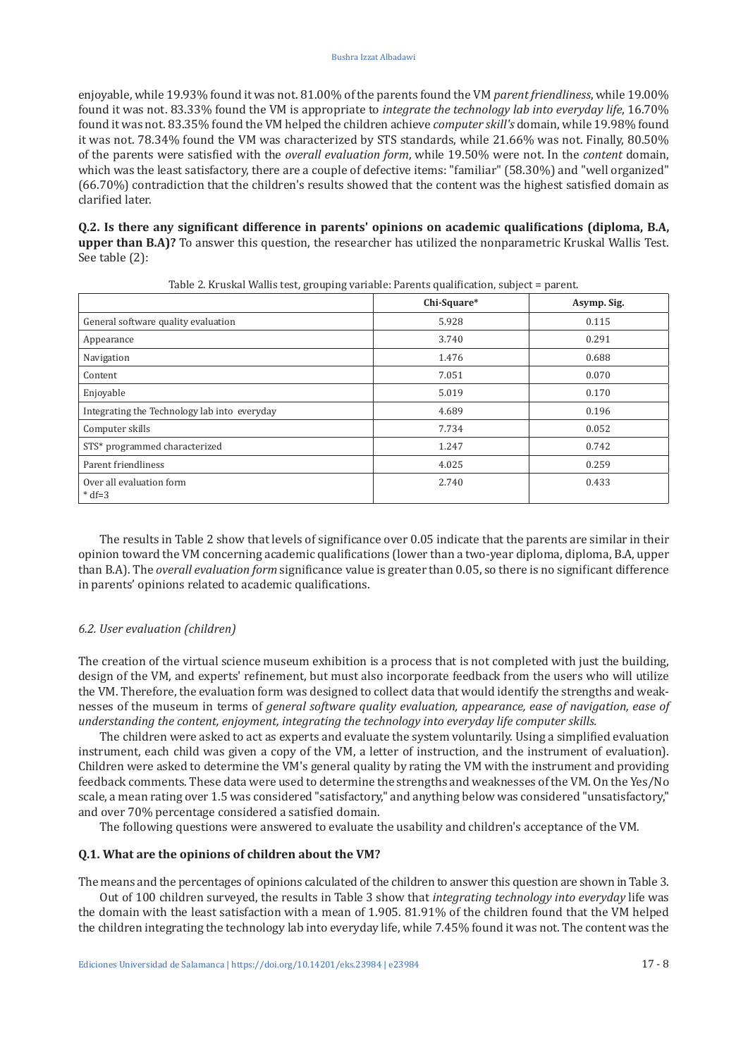enjoyable, while 19.93% found it was not. 81.00% of the parents found the VM *parent friendliness*, while 19.00% found it was not. 83.33% found the VM is appropriate to *integrate the technology lab into everyday life*, 16.70% found it was not. 83.35% found the VM helped the children achieve *computer skill's* domain, while 19.98% found it was not. 78.34% found the VM was characterized by STS standards, while 21.66% was not. Finally, 80.50% of the parents were satisfied with the *overall evaluation form*, while 19.50% were not. In the *content* domain, which was the least satisfactory, there are a couple of defective items: "familiar" (58.30%) and "well organized" (66.70%) contradiction that the children's results showed that the content was the highest satisfied domain as clarified later.

**Q.2. Is there any significant difference in parents' opinions on academic qualifications (diploma, B.A, upper than B.A)?** To answer this question, the researcher has utilized the nonparametric Kruskal Wallis Test. See table (2):

Table 2. Kruskal Wallis test, grouping variable: Parents qualification, subject = parent.

| | Chi-Square* | Asymp. Sig. |
|---|---|---|
| General software quality evaluation | 5.928 | 0.115 |
| Appearance | 3.740 | 0.291 |
| Navigation | 1.476 | 0.688 |
| Content | 7.051 | 0.070 |
| Enjoyable | 5.019 | 0.170 |
| Integrating the Technology lab into everyday | 4.689 | 0.196 |
| Computer skills | 7.734 | 0.052 |
| STS* programmed characterized | 1.247 | 0.742 |
| Parent friendliness | 4.025 | 0.259 |
| Over all evaluation form<br>* df=3 | 2.740 | 0.433 |

The results in Table 2 show that levels of significance over 0.05 indicate that the parents are similar in their opinion toward the VM concerning academic qualifications (lower than a two-year diploma, diploma, B.A, upper than B.A). The *overall evaluation form* significance value is greater than 0.05, so there is no significant difference in parents' opinions related to academic qualifications.

### *6.2. User evaluation (children)*

The creation of the virtual science museum exhibition is a process that is not completed with just the building, design of the VM, and experts' refinement, but must also incorporate feedback from the users who will utilize the VM. Therefore, the evaluation form was designed to collect data that would identify the strengths and weaknesses of the museum in terms of *general software quality evaluation, appearance, ease of navigation, ease of understanding the content, enjoyment, integrating the technology into everyday life computer skills.*

The children were asked to act as experts and evaluate the system voluntarily. Using a simplified evaluation instrument, each child was given a copy of the VM, a letter of instruction, and the instrument of evaluation). Children were asked to determine the VM's general quality by rating the VM with the instrument and providing feedback comments. These data were used to determine the strengths and weaknesses of the VM. On the Yes/No scale, a mean rating over 1.5 was considered "satisfactory," and anything below was considered "unsatisfactory," and over 70% percentage considered a satisfied domain.

The following questions were answered to evaluate the usability and children's acceptance of the VM.

**Q.1. What are the opinions of children about the VM?**

The means and the percentages of opinions calculated of the children to answer this question are shown in Table 3.

Out of 100 children surveyed, the results in Table 3 show that *integrating technology into everyday* life was the domain with the least satisfaction with a mean of 1.905. 81.91% of the children found that the VM helped the children integrating the technology lab into everyday life, while 7.45% found it was not. The content was the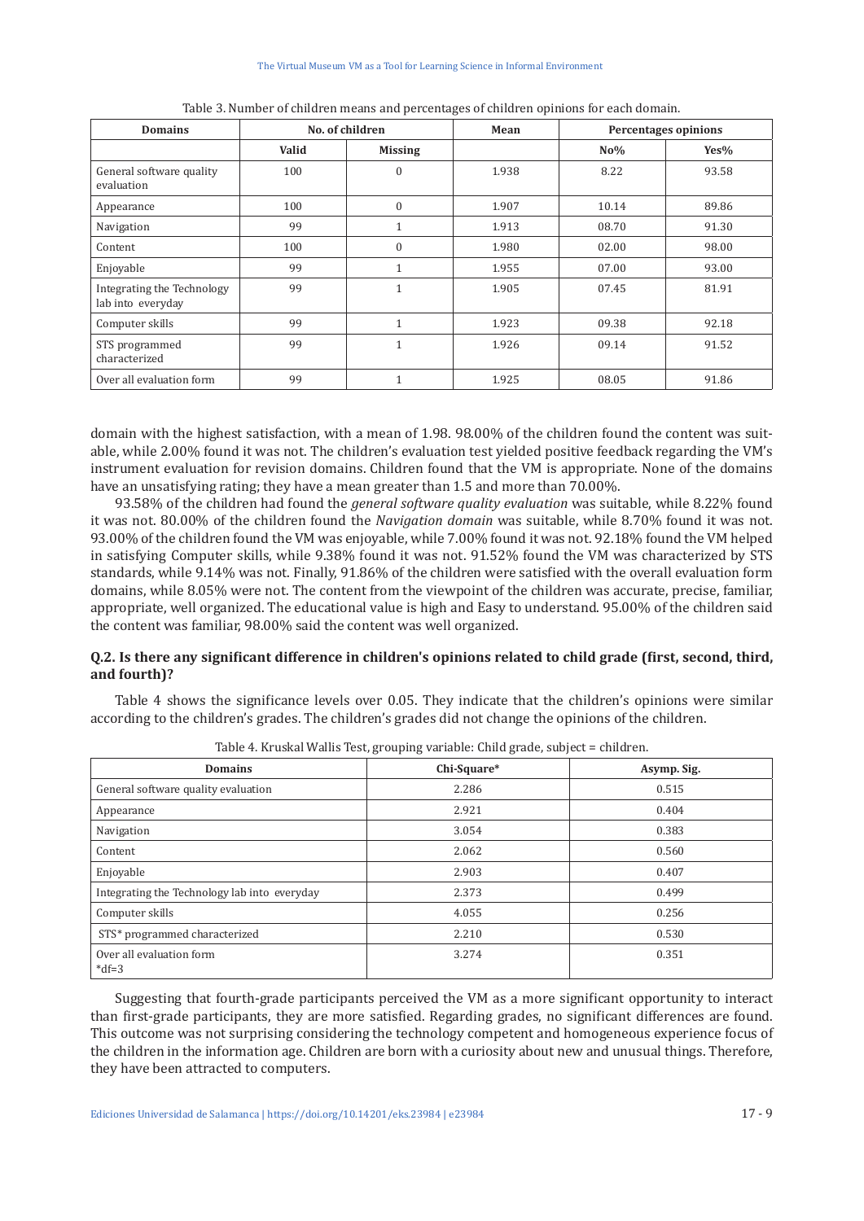Table 3. Number of children means and percentages of children opinions for each domain.

| Domains | No. of children | | Mean | Percentages opinions | |
|---|---|---|---|---|---|
| | Valid | Missing | | No% | Yes% |
| General software quality evaluation | 100 | 0 | 1.938 | 8.22 | 93.58 |
| Appearance | 100 | 0 | 1.907 | 10.14 | 89.86 |
| Navigation | 99 | 1 | 1.913 | 08.70 | 91.30 |
| Content | 100 | 0 | 1.980 | 02.00 | 98.00 |
| Enjoyable | 99 | 1 | 1.955 | 07.00 | 93.00 |
| Integrating the Technology lab into everyday | 99 | 1 | 1.905 | 07.45 | 81.91 |
| Computer skills | 99 | 1 | 1.923 | 09.38 | 92.18 |
| STS programmed characterized | 99 | 1 | 1.926 | 09.14 | 91.52 |
| Over all evaluation form | 99 | 1 | 1.925 | 08.05 | 91.86 |

domain with the highest satisfaction, with a mean of 1.98. 98.00% of the children found the content was suitable, while 2.00% found it was not. The children's evaluation test yielded positive feedback regarding the VM's instrument evaluation for revision domains. Children found that the VM is appropriate. None of the domains have an unsatisfying rating; they have a mean greater than 1.5 and more than 70.00%.

93.58% of the children had found the *general software quality evaluation* was suitable, while 8.22% found it was not. 80.00% of the children found the *Navigation domain* was suitable, while 8.70% found it was not. 93.00% of the children found the VM was enjoyable, while 7.00% found it was not. 92.18% found the VM helped in satisfying Computer skills, while 9.38% found it was not. 91.52% found the VM was characterized by STS standards, while 9.14% was not. Finally, 91.86% of the children were satisfied with the overall evaluation form domains, while 8.05% were not. The content from the viewpoint of the children was accurate, precise, familiar, appropriate, well organized. The educational value is high and Easy to understand. 95.00% of the children said the content was familiar, 98.00% said the content was well organized.

### Q.2. Is there any significant difference in children's opinions related to child grade (first, second, third, and fourth)?

Table 4 shows the significance levels over 0.05. They indicate that the children's opinions were similar according to the children's grades. The children's grades did not change the opinions of the children.

Table 4. Kruskal Wallis Test, grouping variable: Child grade, subject = children.

| Domains | Chi-Square* | Asymp. Sig. |
|---|---|---|
| General software quality evaluation | 2.286 | 0.515 |
| Appearance | 2.921 | 0.404 |
| Navigation | 3.054 | 0.383 |
| Content | 2.062 | 0.560 |
| Enjoyable | 2.903 | 0.407 |
| Integrating the Technology lab into everyday | 2.373 | 0.499 |
| Computer skills | 4.055 | 0.256 |
| STS* programmed characterized | 2.210 | 0.530 |
| Over all evaluation form *df=3 | 3.274 | 0.351 |

Suggesting that fourth-grade participants perceived the VM as a more significant opportunity to interact than first-grade participants, they are more satisfied. Regarding grades, no significant differences are found. This outcome was not surprising considering the technology competent and homogeneous experience focus of the children in the information age. Children are born with a curiosity about new and unusual things. Therefore, they have been attracted to computers.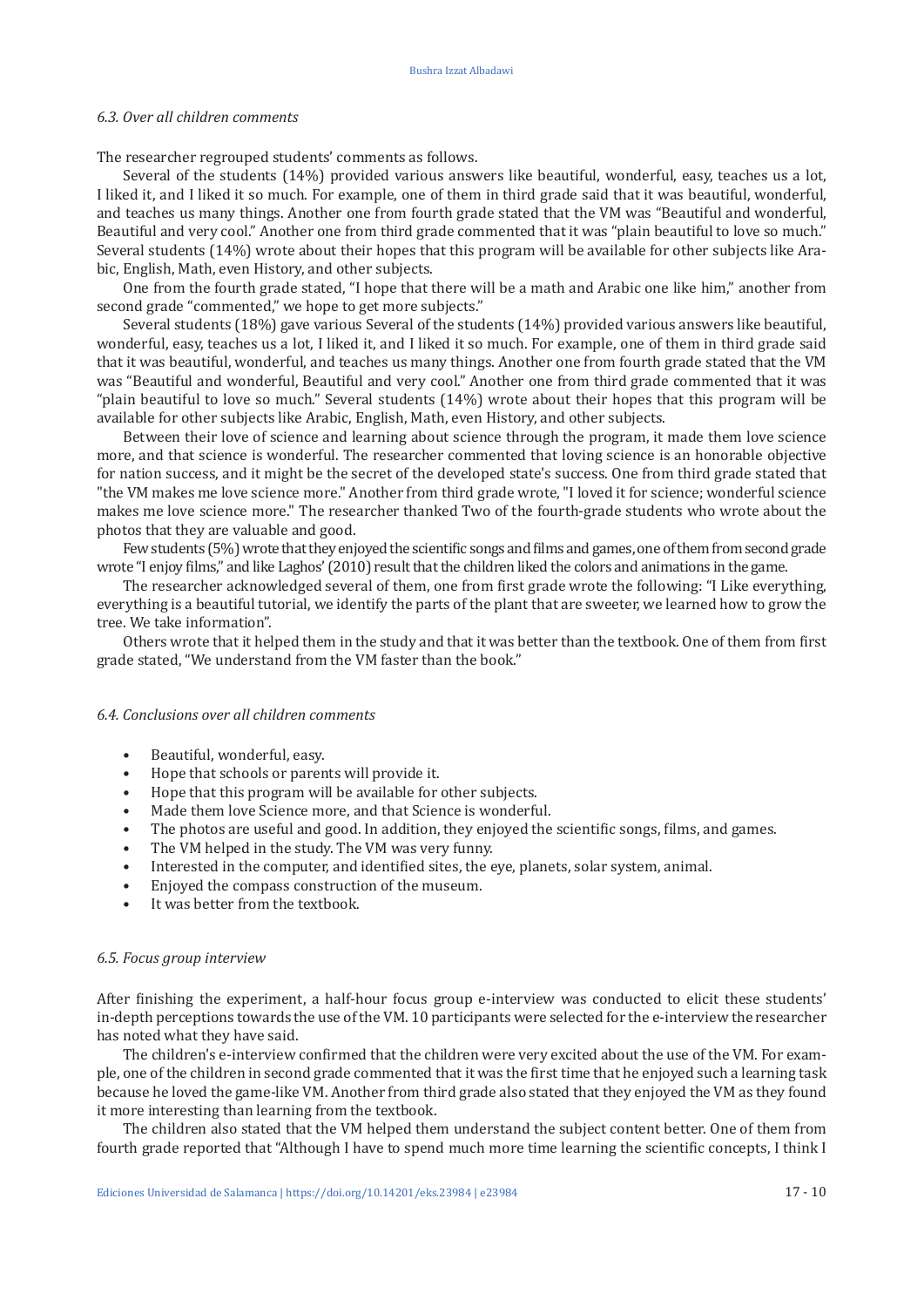### *6.3. Over all children comments*

The researcher regrouped students' comments as follows.

Several of the students (14%) provided various answers like beautiful, wonderful, easy, teaches us a lot, I liked it, and I liked it so much. For example, one of them in third grade said that it was beautiful, wonderful, and teaches us many things. Another one from fourth grade stated that the VM was "Beautiful and wonderful, Beautiful and very cool." Another one from third grade commented that it was "plain beautiful to love so much." Several students (14%) wrote about their hopes that this program will be available for other subjects like Arabic, English, Math, even History, and other subjects.

One from the fourth grade stated, "I hope that there will be a math and Arabic one like him," another from second grade "commented," we hope to get more subjects."

Several students (18%) gave various Several of the students (14%) provided various answers like beautiful, wonderful, easy, teaches us a lot, I liked it, and I liked it so much. For example, one of them in third grade said that it was beautiful, wonderful, and teaches us many things. Another one from fourth grade stated that the VM was "Beautiful and wonderful, Beautiful and very cool." Another one from third grade commented that it was "plain beautiful to love so much." Several students (14%) wrote about their hopes that this program will be available for other subjects like Arabic, English, Math, even History, and other subjects.

Between their love of science and learning about science through the program, it made them love science more, and that science is wonderful. The researcher commented that loving science is an honorable objective for nation success, and it might be the secret of the developed state's success. One from third grade stated that "the VM makes me love science more." Another from third grade wrote, "I loved it for science; wonderful science makes me love science more." The researcher thanked Two of the fourth-grade students who wrote about the photos that they are valuable and good.

Few students (5%) wrote that they enjoyed the scientific songs and films and games, one of them from second grade wrote "I enjoy films," and like Laghos' (2010) result that the children liked the colors and animations in the game.

The researcher acknowledged several of them, one from first grade wrote the following: "I Like everything, everything is a beautiful tutorial, we identify the parts of the plant that are sweeter, we learned how to grow the tree. We take information".

Others wrote that it helped them in the study and that it was better than the textbook. One of them from first grade stated, "We understand from the VM faster than the book."

### *6.4. Conclusions over all children comments*

- Beautiful, wonderful, easy.
- Hope that schools or parents will provide it.
- Hope that this program will be available for other subjects.
- Made them love Science more, and that Science is wonderful.
- The photos are useful and good. In addition, they enjoyed the scientific songs, films, and games.
- The VM helped in the study. The VM was very funny.
- Interested in the computer, and identified sites, the eye, planets, solar system, animal.
- Enjoyed the compass construction of the museum.
- It was better from the textbook.

### *6.5. Focus group interview*

After finishing the experiment, a half-hour focus group e-interview was conducted to elicit these students' in-depth perceptions towards the use of the VM. 10 participants were selected for the e-interview the researcher has noted what they have said.

The children's e-interview confirmed that the children were very excited about the use of the VM. For example, one of the children in second grade commented that it was the first time that he enjoyed such a learning task because he loved the game-like VM. Another from third grade also stated that they enjoyed the VM as they found it more interesting than learning from the textbook.

The children also stated that the VM helped them understand the subject content better. One of them from fourth grade reported that "Although I have to spend much more time learning the scientific concepts, I think I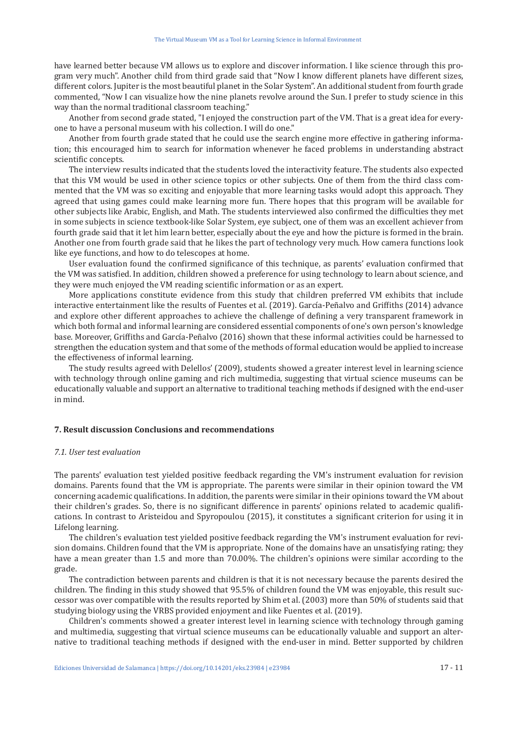have learned better because VM allows us to explore and discover information. I like science through this program very much". Another child from third grade said that "Now I know different planets have different sizes, different colors. Jupiter is the most beautiful planet in the Solar System". An additional student from fourth grade commented, "Now I can visualize how the nine planets revolve around the Sun. I prefer to study science in this way than the normal traditional classroom teaching."

Another from second grade stated, "I enjoyed the construction part of the VM. That is a great idea for everyone to have a personal museum with his collection. I will do one."

Another from fourth grade stated that he could use the search engine more effective in gathering information; this encouraged him to search for information whenever he faced problems in understanding abstract scientific concepts.

The interview results indicated that the students loved the interactivity feature. The students also expected that this VM would be used in other science topics or other subjects. One of them from the third class commented that the VM was so exciting and enjoyable that more learning tasks would adopt this approach. They agreed that using games could make learning more fun. There hopes that this program will be available for other subjects like Arabic, English, and Math. The students interviewed also confirmed the difficulties they met in some subjects in science textbook-like Solar System, eye subject, one of them was an excellent achiever from fourth grade said that it let him learn better, especially about the eye and how the picture is formed in the brain. Another one from fourth grade said that he likes the part of technology very much. How camera functions look like eye functions, and how to do telescopes at home.

User evaluation found the confirmed significance of this technique, as parents' evaluation confirmed that the VM was satisfied. In addition, children showed a preference for using technology to learn about science, and they were much enjoyed the VM reading scientific information or as an expert.

More applications constitute evidence from this study that children preferred VM exhibits that include interactive entertainment like the results of Fuentes et al. (2019). García-Peñalvo and Griffiths (2014) advance and explore other different approaches to achieve the challenge of defining a very transparent framework in which both formal and informal learning are considered essential components of one's own person's knowledge base. Moreover, Griffiths and García-Peñalvo (2016) shown that these informal activities could be harnessed to strengthen the education system and that some of the methods of formal education would be applied to increase the effectiveness of informal learning.

The study results agreed with Delellos' (2009), students showed a greater interest level in learning science with technology through online gaming and rich multimedia, suggesting that virtual science museums can be educationally valuable and support an alternative to traditional teaching methods if designed with the end-user in mind.

## 7. Result discussion Conclusions and recommendations

### *7.1. User test evaluation*

The parents' evaluation test yielded positive feedback regarding the VM's instrument evaluation for revision domains. Parents found that the VM is appropriate. The parents were similar in their opinion toward the VM concerning academic qualifications. In addition, the parents were similar in their opinions toward the VM about their children's grades. So, there is no significant difference in parents' opinions related to academic qualifications. In contrast to Aristeidou and Spyropoulou (2015), it constitutes a significant criterion for using it in Lifelong learning.

The children's evaluation test yielded positive feedback regarding the VM's instrument evaluation for revision domains. Children found that the VM is appropriate. None of the domains have an unsatisfying rating; they have a mean greater than 1.5 and more than 70.00%. The children's opinions were similar according to the grade.

The contradiction between parents and children is that it is not necessary because the parents desired the children. The finding in this study showed that 95.5% of children found the VM was enjoyable, this result successor was over compatible with the results reported by Shim et al. (2003) more than 50% of students said that studying biology using the VRBS provided enjoyment and like Fuentes et al. (2019).

Children's comments showed a greater interest level in learning science with technology through gaming and multimedia, suggesting that virtual science museums can be educationally valuable and support an alternative to traditional teaching methods if designed with the end-user in mind. Better supported by children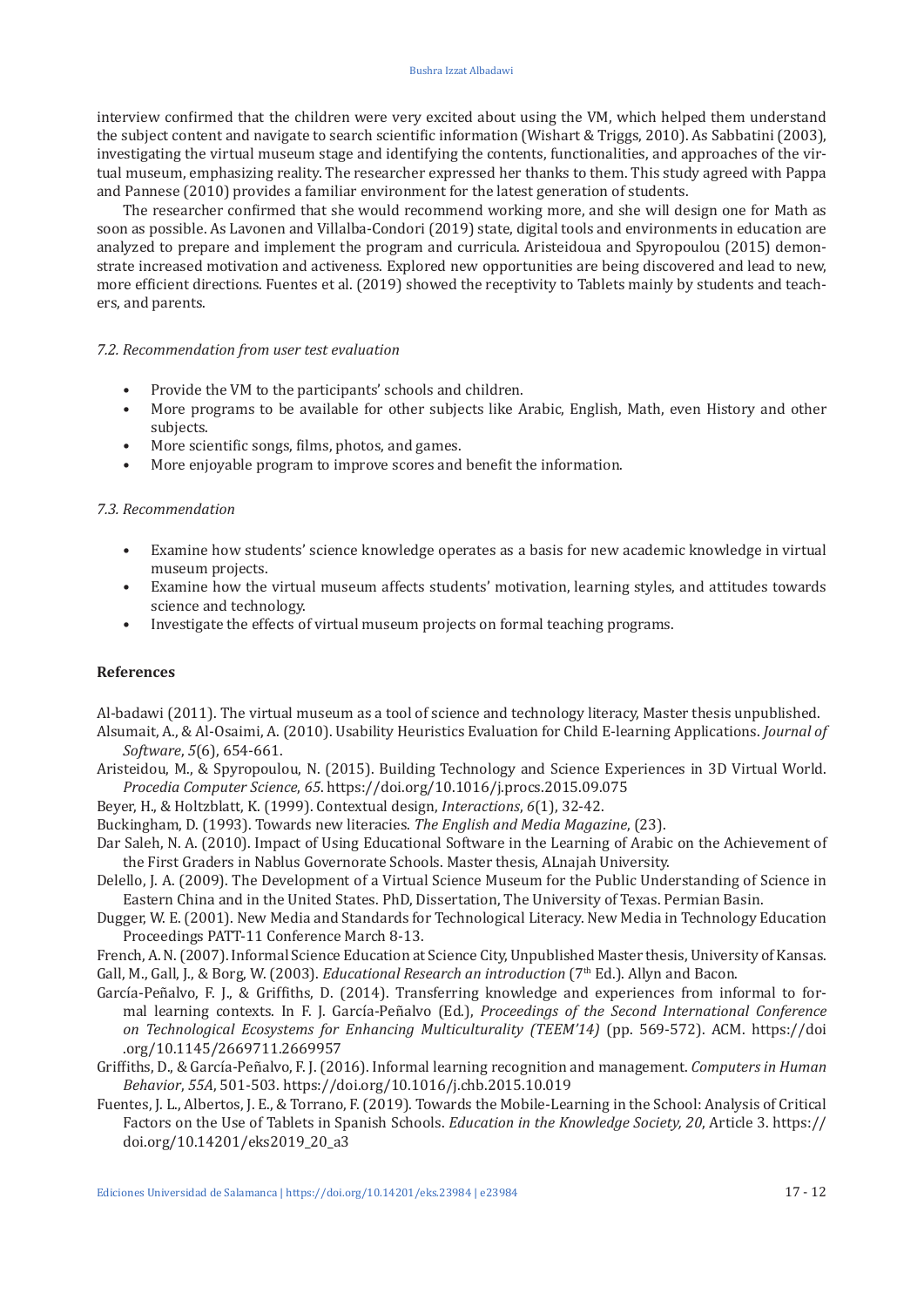interview confirmed that the children were very excited about using the VM, which helped them understand the subject content and navigate to search scientific information (Wishart & Triggs, 2010). As Sabbatini (2003), investigating the virtual museum stage and identifying the contents, functionalities, and approaches of the virtual museum, emphasizing reality. The researcher expressed her thanks to them. This study agreed with Pappa and Pannese (2010) provides a familiar environment for the latest generation of students.

The researcher confirmed that she would recommend working more, and she will design one for Math as soon as possible. As Lavonen and Villalba-Condori (2019) state, digital tools and environments in education are analyzed to prepare and implement the program and curricula. Aristeidoua and Spyropoulou (2015) demonstrate increased motivation and activeness. Explored new opportunities are being discovered and lead to new, more efficient directions. Fuentes et al. (2019) showed the receptivity to Tablets mainly by students and teachers, and parents.

### *7.2. Recommendation from user test evaluation*

- Provide the VM to the participants' schools and children.
- More programs to be available for other subjects like Arabic, English, Math, even History and other subjects.
- More scientific songs, films, photos, and games.
- More enjoyable program to improve scores and benefit the information.

### *7.3. Recommendation*

- Examine how students' science knowledge operates as a basis for new academic knowledge in virtual museum projects.
- Examine how the virtual museum affects students' motivation, learning styles, and attitudes towards science and technology.
- Investigate the effects of virtual museum projects on formal teaching programs.

## References

Al-badawi (2011). The virtual museum as a tool of science and technology literacy, Master thesis unpublished.

Alsumait, A., & Al-Osaimi, A. (2010). Usability Heuristics Evaluation for Child E-learning Applications. *Journal of Software*, *5*(6), 654-661.

Aristeidou, M., & Spyropoulou, N. (2015). Building Technology and Science Experiences in 3D Virtual World. *Procedia Computer Science*, *65*. https://doi.org/10.1016/j.procs.2015.09.075

Beyer, H., & Holtzblatt, K. (1999). Contextual design, *Interactions*, *6*(1), 32-42.

Buckingham, D. (1993). Towards new literacies. *The English and Media Magazine*, (23).

Dar Saleh, N. A. (2010). Impact of Using Educational Software in the Learning of Arabic on the Achievement of the First Graders in Nablus Governorate Schools. Master thesis, ALnajah University.

Delello, J. A. (2009). The Development of a Virtual Science Museum for the Public Understanding of Science in Eastern China and in the United States. PhD, Dissertation, The University of Texas. Permian Basin.

Dugger, W. E. (2001). New Media and Standards for Technological Literacy. New Media in Technology Education Proceedings PATT-11 Conference March 8-13.

French, A. N. (2007). Informal Science Education at Science City, Unpublished Master thesis, University of Kansas.

Gall, M., Gall, J., & Borg, W. (2003). *Educational Research an introduction* (7th Ed.). Allyn and Bacon.

García-Peñalvo, F. J., & Griffiths, D. (2014). Transferring knowledge and experiences from informal to formal learning contexts. In F. J. García-Peñalvo (Ed.), *Proceedings of the Second International Conference on Technological Ecosystems for Enhancing Multiculturality (TEEM'14)* (pp. 569-572). ACM. https://doi.org/10.1145/2669711.2669957

Griffiths, D., & García-Peñalvo, F. J. (2016). Informal learning recognition and management. *Computers in Human Behavior*, *55A*, 501-503. https://doi.org/10.1016/j.chb.2015.10.019

Fuentes, J. L., Albertos, J. E., & Torrano, F. (2019). Towards the Mobile-Learning in the School: Analysis of Critical Factors on the Use of Tablets in Spanish Schools. *Education in the Knowledge Society, 20*, Article 3. https://doi.org/10.14201/eks2019_20_a3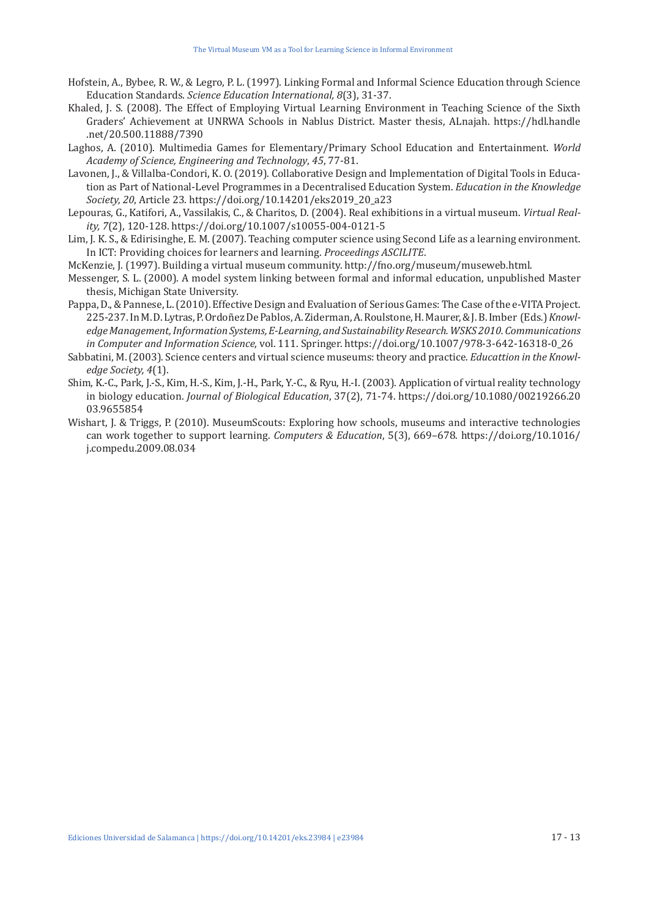Hofstein, A., Bybee, R. W., & Legro, P. L. (1997). Linking Formal and Informal Science Education through Science Education Standards. *Science Education International, 8*(3), 31-37.

Khaled, J. S. (2008). The Effect of Employing Virtual Learning Environment in Teaching Science of the Sixth Graders' Achievement at UNRWA Schools in Nablus District. Master thesis, ALnajah. https://hdl.handle.net/20.500.11888/7390

Laghos, A. (2010). Multimedia Games for Elementary/Primary School Education and Entertainment. *World Academy of Science, Engineering and Technology*, *45*, 77-81.

Lavonen, J., & Villalba-Condori, K. O. (2019). Collaborative Design and Implementation of Digital Tools in Education as Part of National-Level Programmes in a Decentralised Education System. *Education in the Knowledge Society, 20*, Article 23. https://doi.org/10.14201/eks2019_20_a23

Lepouras, G., Katifori, A., Vassilakis, C., & Charitos, D. (2004). Real exhibitions in a virtual museum. *Virtual Reality, 7*(2), 120-128. https://doi.org/10.1007/s10055-004-0121-5

Lim, J. K. S., & Edirisinghe, E. M. (2007). Teaching computer science using Second Life as a learning environment. In ICT: Providing choices for learners and learning. *Proceedings ASCILITE*.

McKenzie, J. (1997). Building a virtual museum community. http://fno.org/museum/museweb.html.

Messenger, S. L. (2000). A model system linking between formal and informal education, unpublished Master thesis, Michigan State University.

Pappa, D., & Pannese, L. (2010). Effective Design and Evaluation of Serious Games: The Case of the e-VITA Project. 225-237. In M. D. Lytras, P. Ordoñez De Pablos, A. Ziderman, A. Roulstone, H. Maurer, & J. B. Imber (Eds.) *Knowledge Management, Information Systems, E-Learning, and Sustainability Research. WSKS 2010. Communications in Computer and Information Science*, vol. 111. Springer. https://doi.org/10.1007/978-3-642-16318-0_26

Sabbatini, M. (2003). Science centers and virtual science museums: theory and practice. *Educattion in the Knowledge Society, 4*(1).

Shim, K.-C., Park, J.-S., Kim, H.-S., Kim, J.-H., Park, Y.-C., & Ryu, H.-I. (2003). Application of virtual reality technology in biology education. *Journal of Biological Education*, 37(2), 71-74. https://doi.org/10.1080/00219266.2003.9655854

Wishart, J. & Triggs, P. (2010). MuseumScouts: Exploring how schools, museums and interactive technologies can work together to support learning. *Computers & Education*, 5(3), 669–678. https://doi.org/10.1016/j.compedu.2009.08.034